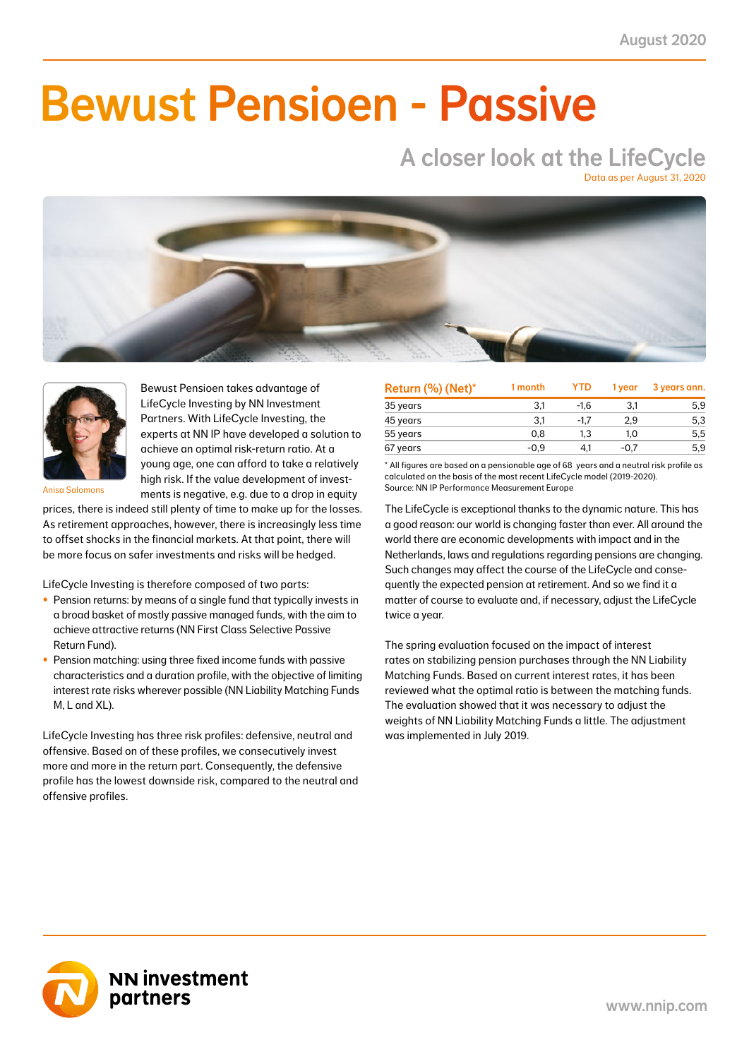August 2020

# Bewust Pensioen - Passive

## A closer look at the LifeCycle

Data as per August 31, 2020

Anisa Salomons

Bewust Pensioen takes advantage of LifeCycle Investing by NN Investment Partners. With LifeCycle Investing, the experts at NN IP have developed a solution to achieve an optimal risk-return ratio. At a young age, one can afford to take a relatively high risk. If the value development of investments is negative, e.g. due to a drop in equity prices, there is indeed still plenty of time to make up for the losses. As retirement approaches, however, there is increasingly less time to offset shocks in the financial markets. At that point, there will be more focus on safer investments and risks will be hedged.

LifeCycle Investing is therefore composed of two parts:

- Pension returns: by means of a single fund that typically invests in a broad basket of mostly passive managed funds, with the aim to achieve attractive returns (NN First Class Selective Passive Return Fund).
- Pension matching: using three fixed income funds with passive characteristics and a duration profile, with the objective of limiting interest rate risks wherever possible (NN Liability Matching Funds M, L and XL).

LifeCycle Investing has three risk profiles: defensive, neutral and offensive. Based on of these profiles, we consecutively invest more and more in the return part. Consequently, the defensive profile has the lowest downside risk, compared to the neutral and offensive profiles.

| Return (%) (Net)* | 1 month | YTD | 1 year | 3 years ann. |
|---|---|---|---|---|
| 35 years | 3,1 | -1,6 | 3,1 | 5,9 |
| 45 years | 3,1 | -1,7 | 2,9 | 5,3 |
| 55 years | 0,8 | 1,3 | 1,0 | 5,5 |
| 67 years | -0,9 | 4,1 | -0,7 | 5,9 |

* All figures are based on a pensionable age of 68 years and a neutral risk profile as calculated on the basis of the most recent LifeCycle model (2019-2020).
Source: NN IP Performance Measurement Europe

The LifeCycle is exceptional thanks to the dynamic nature. This has a good reason: our world is changing faster than ever. All around the world there are economic developments with impact and in the Netherlands, laws and regulations regarding pensions are changing. Such changes may affect the course of the LifeCycle and consequently the expected pension at retirement. And so we find it a matter of course to evaluate and, if necessary, adjust the LifeCycle twice a year.

The spring evaluation focused on the impact of interest rates on stabilizing pension purchases through the NN Liability Matching Funds. Based on current interest rates, it has been reviewed what the optimal ratio is between the matching funds. The evaluation showed that it was necessary to adjust the weights of NN Liability Matching Funds a little. The adjustment was implemented in July 2019.

NN investment partners

www.nnip.com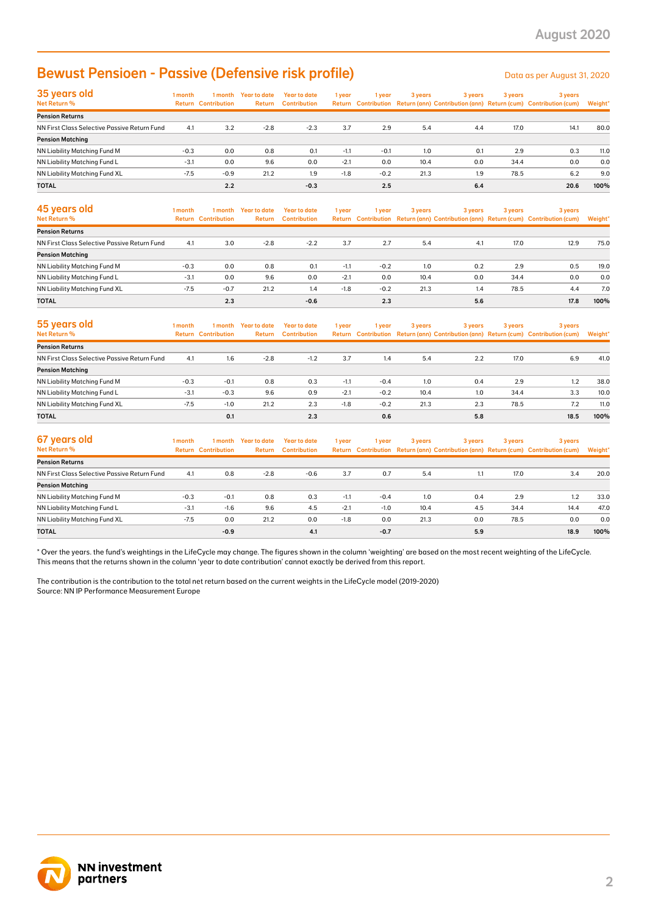# Bewust Pensioen - Passive (Defensive risk profile)

Data as per August 31, 2020

| 35 years old<br>Net Return % | 1 month Return | 1 month Contribution | Year to date Return | Year to date Contribution | 1 year Return | 1 year Contribution | 3 years Return (ann) | 3 years Contribution (ann) | 3 years Return (cum) | 3 years Contribution (cum) | Weight* |
|---|---|---|---|---|---|---|---|---|---|---|---|
| **Pension Returns** | | | | | | | | | | | |
| NN First Class Selective Passive Return Fund | 4.1 | 3.2 | -2.8 | -2.3 | 3.7 | 2.9 | 5.4 | 4.4 | 17.0 | 14.1 | 80.0 |
| **Pension Matching** | | | | | | | | | | | |
| NN Liability Matching Fund M | -0.3 | 0.0 | 0.8 | 0.1 | -1.1 | -0.1 | 1.0 | 0.1 | 2.9 | 0.3 | 11.0 |
| NN Liability Matching Fund L | -3.1 | 0.0 | 9.6 | 0.0 | -2.1 | 0.0 | 10.4 | 0.0 | 34.4 | 0.0 | 0.0 |
| NN Liability Matching Fund XL | -7.5 | -0.9 | 21.2 | 1.9 | -1.8 | -0.2 | 21.3 | 1.9 | 78.5 | 6.2 | 9.0 |
| **TOTAL** | | **2.2** | | **-0.3** | | **2.5** | | **6.4** | | **20.6** | **100%** |

| 45 years old<br>Net Return % | 1 month Return | 1 month Contribution | Year to date Return | Year to date Contribution | 1 year Return | 1 year Contribution | 3 years Return (ann) | 3 years Contribution (ann) | 3 years Return (cum) | 3 years Contribution (cum) | Weight* |
|---|---|---|---|---|---|---|---|---|---|---|---|
| **Pension Returns** | | | | | | | | | | | |
| NN First Class Selective Passive Return Fund | 4.1 | 3.0 | -2.8 | -2.2 | 3.7 | 2.7 | 5.4 | 4.1 | 17.0 | 12.9 | 75.0 |
| **Pension Matching** | | | | | | | | | | | |
| NN Liability Matching Fund M | -0.3 | 0.0 | 0.8 | 0.1 | -1.1 | -0.2 | 1.0 | 0.2 | 2.9 | 0.5 | 19.0 |
| NN Liability Matching Fund L | -3.1 | 0.0 | 9.6 | 0.0 | -2.1 | 0.0 | 10.4 | 0.0 | 34.4 | 0.0 | 0.0 |
| NN Liability Matching Fund XL | -7.5 | -0.7 | 21.2 | 1.4 | -1.8 | -0.2 | 21.3 | 1.4 | 78.5 | 4.4 | 7.0 |
| **TOTAL** | | **2.3** | | **-0.6** | | **2.3** | | **5.6** | | **17.8** | **100%** |

| 55 years old<br>Net Return % | 1 month Return | 1 month Contribution | Year to date Return | Year to date Contribution | 1 year Return | 1 year Contribution | 3 years Return (ann) | 3 years Contribution (ann) | 3 years Return (cum) | 3 years Contribution (cum) | Weight* |
|---|---|---|---|---|---|---|---|---|---|---|---|
| **Pension Returns** | | | | | | | | | | | |
| NN First Class Selective Passive Return Fund | 4.1 | 1.6 | -2.8 | -1.2 | 3.7 | 1.4 | 5.4 | 2.2 | 17.0 | 6.9 | 41.0 |
| **Pension Matching** | | | | | | | | | | | |
| NN Liability Matching Fund M | -0.3 | -0.1 | 0.8 | 0.3 | -1.1 | -0.4 | 1.0 | 0.4 | 2.9 | 1.2 | 38.0 |
| NN Liability Matching Fund L | -3.1 | -0.3 | 9.6 | 0.9 | -2.1 | -0.2 | 10.4 | 1.0 | 34.4 | 3.3 | 10.0 |
| NN Liability Matching Fund XL | -7.5 | -1.0 | 21.2 | 2.3 | -1.8 | -0.2 | 21.3 | 2.3 | 78.5 | 7.2 | 11.0 |
| **TOTAL** | | **0.1** | | **2.3** | | **0.6** | | **5.8** | | **18.5** | **100%** |

| 67 years old<br>Net Return % | 1 month Return | 1 month Contribution | Year to date Return | Year to date Contribution | 1 year Return | 1 year Contribution | 3 years Return (ann) | 3 years Contribution (ann) | 3 years Return (cum) | 3 years Contribution (cum) | Weight* |
|---|---|---|---|---|---|---|---|---|---|---|---|
| **Pension Returns** | | | | | | | | | | | |
| NN First Class Selective Passive Return Fund | 4.1 | 0.8 | -2.8 | -0.6 | 3.7 | 0.7 | 5.4 | 1.1 | 17.0 | 3.4 | 20.0 |
| **Pension Matching** | | | | | | | | | | | |
| NN Liability Matching Fund M | -0.3 | -0.1 | 0.8 | 0.3 | -1.1 | -0.4 | 1.0 | 0.4 | 2.9 | 1.2 | 33.0 |
| NN Liability Matching Fund L | -3.1 | -1.6 | 9.6 | 4.5 | -2.1 | -1.0 | 10.4 | 4.5 | 34.4 | 14.4 | 47.0 |
| NN Liability Matching Fund XL | -7.5 | 0.0 | 21.2 | 0.0 | -1.8 | 0.0 | 21.3 | 0.0 | 78.5 | 0.0 | 0.0 |
| **TOTAL** | | **-0.9** | | **4.1** | | **-0.7** | | **5.9** | | **18.9** | **100%** |

* Over the years. the fund's weightings in the LifeCycle may change. The figures shown in the column 'weighting' are based on the most recent weighting of the LifeCycle. This means that the returns shown in the column 'year to date contribution' cannot exactly be derived from this report.

The contribution is the contribution to the total net return based on the current weights in the LifeCycle model (2019-2020)
Source: NN IP Performance Measurement Europe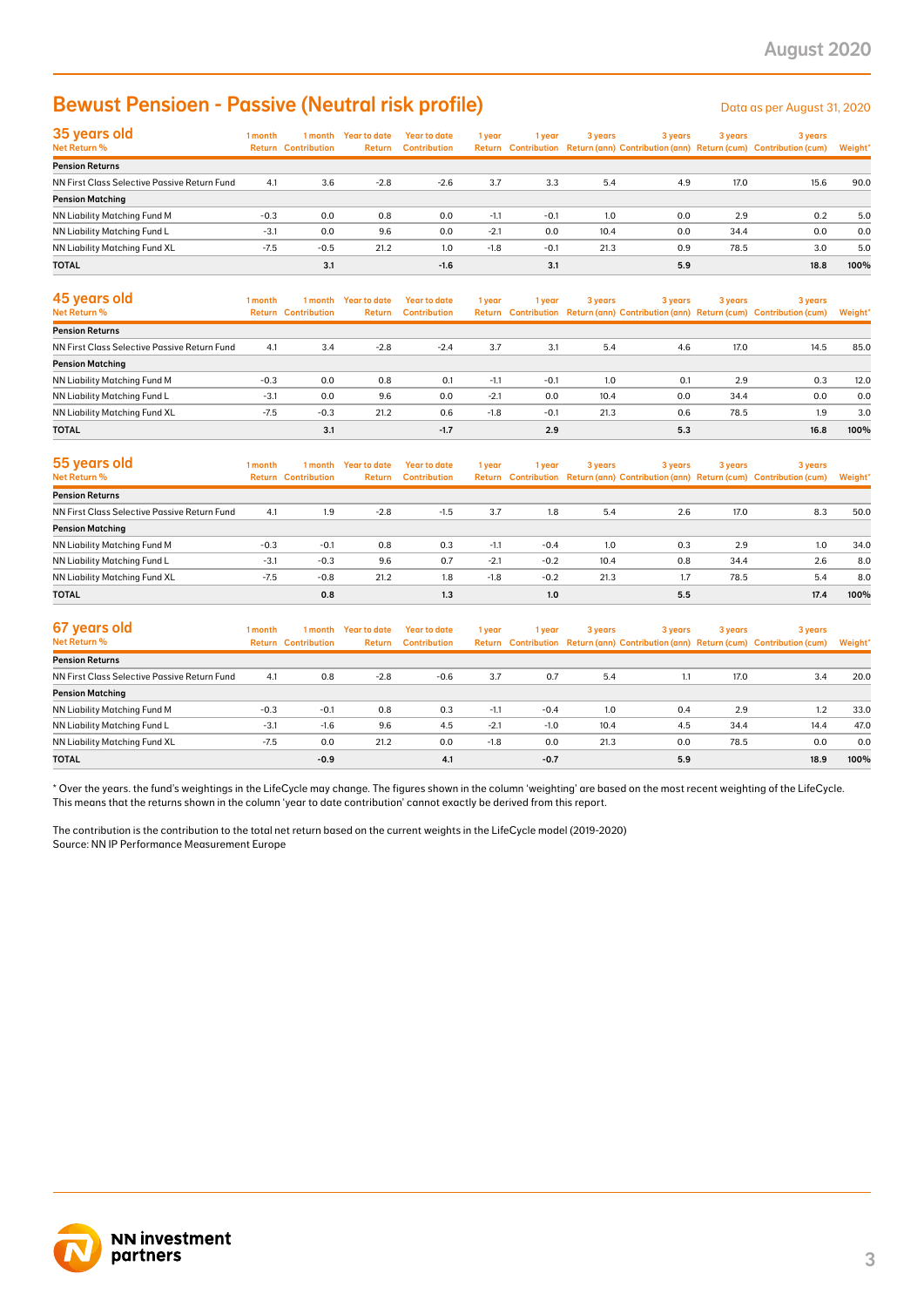## Bewust Pensioen - Passive (Neutral risk profile)

Data as per August 31, 2020

| 35 years old<br>Net Return % | 1 month Return | 1 month Contribution | Year to date Return | Year to date Contribution | 1 year Return | 1 year Contribution | 3 years Return (ann) | 3 years Contribution (ann) | 3 years Return (cum) | 3 years Contribution (cum) | Weight* |
|---|---|---|---|---|---|---|---|---|---|---|---|
| **Pension Returns** | | | | | | | | | | | |
| NN First Class Selective Passive Return Fund | 4.1 | 3.6 | -2.8 | -2.6 | 3.7 | 3.3 | 5.4 | 4.9 | 17.0 | 15.6 | 90.0 |
| **Pension Matching** | | | | | | | | | | | |
| NN Liability Matching Fund M | -0.3 | 0.0 | 0.8 | 0.0 | -1.1 | -0.1 | 1.0 | 0.0 | 2.9 | 0.2 | 5.0 |
| NN Liability Matching Fund L | -3.1 | 0.0 | 9.6 | 0.0 | -2.1 | 0.0 | 10.4 | 0.0 | 34.4 | 0.0 | 0.0 |
| NN Liability Matching Fund XL | -7.5 | -0.5 | 21.2 | 1.0 | -1.8 | -0.1 | 21.3 | 0.9 | 78.5 | 3.0 | 5.0 |
| **TOTAL** | | **3.1** | | **-1.6** | | **3.1** | | **5.9** | | **18.8** | **100%** |

| 45 years old<br>Net Return % | 1 month Return | 1 month Contribution | Year to date Return | Year to date Contribution | 1 year Return | 1 year Contribution | 3 years Return (ann) | 3 years Contribution (ann) | 3 years Return (cum) | 3 years Contribution (cum) | Weight* |
|---|---|---|---|---|---|---|---|---|---|---|---|
| **Pension Returns** | | | | | | | | | | | |
| NN First Class Selective Passive Return Fund | 4.1 | 3.4 | -2.8 | -2.4 | 3.7 | 3.1 | 5.4 | 4.6 | 17.0 | 14.5 | 85.0 |
| **Pension Matching** | | | | | | | | | | | |
| NN Liability Matching Fund M | -0.3 | 0.0 | 0.8 | 0.1 | -1.1 | -0.1 | 1.0 | 0.1 | 2.9 | 0.3 | 12.0 |
| NN Liability Matching Fund L | -3.1 | 0.0 | 9.6 | 0.0 | -2.1 | 0.0 | 10.4 | 0.0 | 34.4 | 0.0 | 0.0 |
| NN Liability Matching Fund XL | -7.5 | -0.3 | 21.2 | 0.6 | -1.8 | -0.1 | 21.3 | 0.6 | 78.5 | 1.9 | 3.0 |
| **TOTAL** | | **3.1** | | **-1.7** | | **2.9** | | **5.3** | | **16.8** | **100%** |

| 55 years old<br>Net Return % | 1 month Return | 1 month Contribution | Year to date Return | Year to date Contribution | 1 year Return | 1 year Contribution | 3 years Return (ann) | 3 years Contribution (ann) | 3 years Return (cum) | 3 years Contribution (cum) | Weight* |
|---|---|---|---|---|---|---|---|---|---|---|---|
| **Pension Returns** | | | | | | | | | | | |
| NN First Class Selective Passive Return Fund | 4.1 | 1.9 | -2.8 | -1.5 | 3.7 | 1.8 | 5.4 | 2.6 | 17.0 | 8.3 | 50.0 |
| **Pension Matching** | | | | | | | | | | | |
| NN Liability Matching Fund M | -0.3 | -0.1 | 0.8 | 0.3 | -1.1 | -0.4 | 1.0 | 0.3 | 2.9 | 1.0 | 34.0 |
| NN Liability Matching Fund L | -3.1 | -0.3 | 9.6 | 0.7 | -2.1 | -0.2 | 10.4 | 0.8 | 34.4 | 2.6 | 8.0 |
| NN Liability Matching Fund XL | -7.5 | -0.8 | 21.2 | 1.8 | -1.8 | -0.2 | 21.3 | 1.7 | 78.5 | 5.4 | 8.0 |
| **TOTAL** | | **0.8** | | **1.3** | | **1.0** | | **5.5** | | **17.4** | **100%** |

| 67 years old<br>Net Return % | 1 month Return | 1 month Contribution | Year to date Return | Year to date Contribution | 1 year Return | 1 year Contribution | 3 years Return (ann) | 3 years Contribution (ann) | 3 years Return (cum) | 3 years Contribution (cum) | Weight* |
|---|---|---|---|---|---|---|---|---|---|---|---|
| **Pension Returns** | | | | | | | | | | | |
| NN First Class Selective Passive Return Fund | 4.1 | 0.8 | -2.8 | -0.6 | 3.7 | 0.7 | 5.4 | 1.1 | 17.0 | 3.4 | 20.0 |
| **Pension Matching** | | | | | | | | | | | |
| NN Liability Matching Fund M | -0.3 | -0.1 | 0.8 | 0.3 | -1.1 | -0.4 | 1.0 | 0.4 | 2.9 | 1.2 | 33.0 |
| NN Liability Matching Fund L | -3.1 | -1.6 | 9.6 | 4.5 | -2.1 | -1.0 | 10.4 | 4.5 | 34.4 | 14.4 | 47.0 |
| NN Liability Matching Fund XL | -7.5 | 0.0 | 21.2 | 0.0 | -1.8 | 0.0 | 21.3 | 0.0 | 78.5 | 0.0 | 0.0 |
| **TOTAL** | | **-0.9** | | **4.1** | | **-0.7** | | **5.9** | | **18.9** | **100%** |

* Over the years. the fund's weightings in the LifeCycle may change. The figures shown in the column 'weighting' are based on the most recent weighting of the LifeCycle. This means that the returns shown in the column 'year to date contribution' cannot exactly be derived from this report.

The contribution is the contribution to the total net return based on the current weights in the LifeCycle model (2019-2020)
Source: NN IP Performance Measurement Europe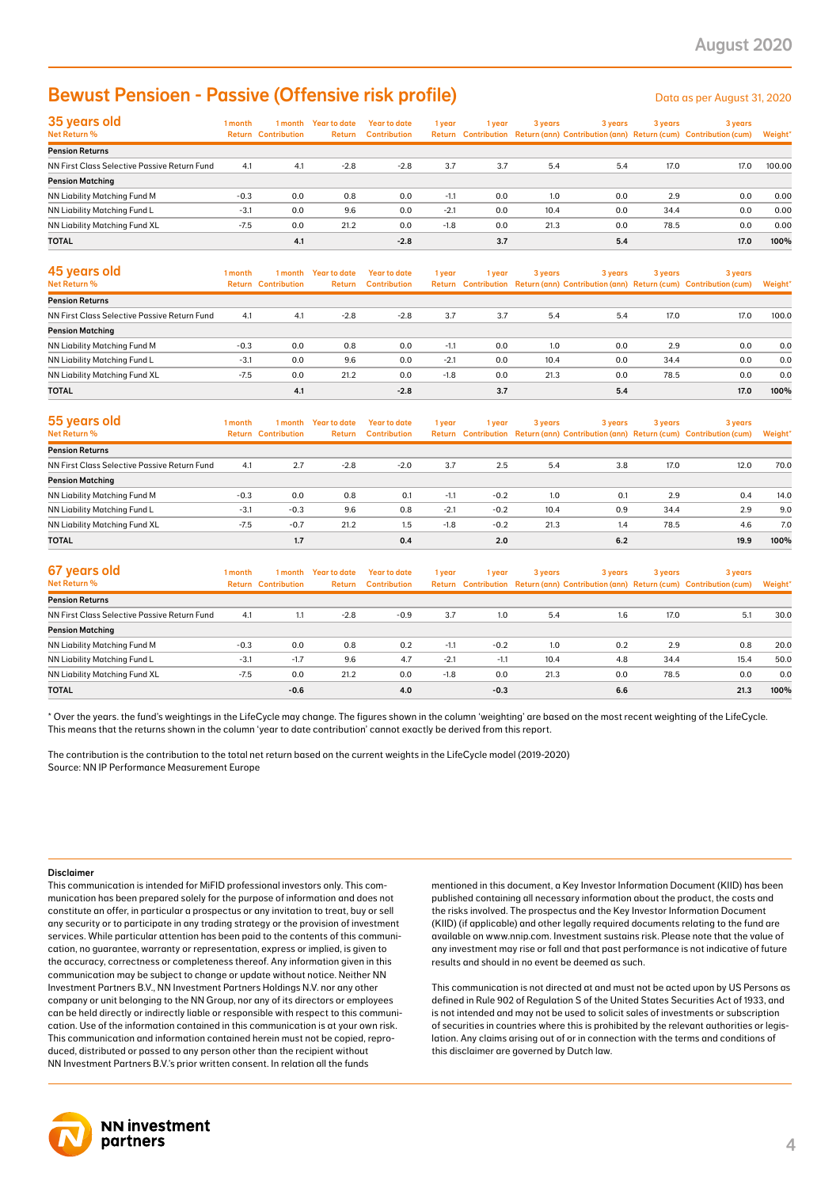# Bewust Pensioen - Passive (Offensive risk profile)

Data as per August 31, 2020

| 35 years old<br>Net Return % | 1 month Return | 1 month Contribution | Year to date Return | Year to date Contribution | 1 year Return | 1 year Contribution | 3 years Return (ann) | 3 years Contribution (ann) | 3 years Return (cum) | 3 years Contribution (cum) | Weight* |
|---|---|---|---|---|---|---|---|---|---|---|---|
| **Pension Returns** | | | | | | | | | | | |
| NN First Class Selective Passive Return Fund | 4.1 | 4.1 | -2.8 | -2.8 | 3.7 | 3.7 | 5.4 | 5.4 | 17.0 | 17.0 | 100.00 |
| **Pension Matching** | | | | | | | | | | | |
| NN Liability Matching Fund M | -0.3 | 0.0 | 0.8 | 0.0 | -1.1 | 0.0 | 1.0 | 0.0 | 2.9 | 0.0 | 0.00 |
| NN Liability Matching Fund L | -3.1 | 0.0 | 9.6 | 0.0 | -2.1 | 0.0 | 10.4 | 0.0 | 34.4 | 0.0 | 0.00 |
| NN Liability Matching Fund XL | -7.5 | 0.0 | 21.2 | 0.0 | -1.8 | 0.0 | 21.3 | 0.0 | 78.5 | 0.0 | 0.00 |
| **TOTAL** | | **4.1** | | **-2.8** | | **3.7** | | **5.4** | | **17.0** | **100%** |

| 45 years old<br>Net Return % | 1 month Return | 1 month Contribution | Year to date Return | Year to date Contribution | 1 year Return | 1 year Contribution | 3 years Return (ann) | 3 years Contribution (ann) | 3 years Return (cum) | 3 years Contribution (cum) | Weight* |
|---|---|---|---|---|---|---|---|---|---|---|---|
| **Pension Returns** | | | | | | | | | | | |
| NN First Class Selective Passive Return Fund | 4.1 | 4.1 | -2.8 | -2.8 | 3.7 | 3.7 | 5.4 | 5.4 | 17.0 | 17.0 | 100.0 |
| **Pension Matching** | | | | | | | | | | | |
| NN Liability Matching Fund M | -0.3 | 0.0 | 0.8 | 0.0 | -1.1 | 0.0 | 1.0 | 0.0 | 2.9 | 0.0 | 0.0 |
| NN Liability Matching Fund L | -3.1 | 0.0 | 9.6 | 0.0 | -2.1 | 0.0 | 10.4 | 0.0 | 34.4 | 0.0 | 0.0 |
| NN Liability Matching Fund XL | -7.5 | 0.0 | 21.2 | 0.0 | -1.8 | 0.0 | 21.3 | 0.0 | 78.5 | 0.0 | 0.0 |
| **TOTAL** | | **4.1** | | **-2.8** | | **3.7** | | **5.4** | | **17.0** | **100%** |

| 55 years old<br>Net Return % | 1 month Return | 1 month Contribution | Year to date Return | Year to date Contribution | 1 year Return | 1 year Contribution | 3 years Return (ann) | 3 years Contribution (ann) | 3 years Return (cum) | 3 years Contribution (cum) | Weight* |
|---|---|---|---|---|---|---|---|---|---|---|---|
| **Pension Returns** | | | | | | | | | | | |
| NN First Class Selective Passive Return Fund | 4.1 | 2.7 | -2.8 | -2.0 | 3.7 | 2.5 | 5.4 | 3.8 | 17.0 | 12.0 | 70.0 |
| **Pension Matching** | | | | | | | | | | | |
| NN Liability Matching Fund M | -0.3 | 0.0 | 0.8 | 0.1 | -1.1 | -0.2 | 1.0 | 0.1 | 2.9 | 0.4 | 14.0 |
| NN Liability Matching Fund L | -3.1 | -0.3 | 9.6 | 0.8 | -2.1 | -0.2 | 10.4 | 0.9 | 34.4 | 2.9 | 9.0 |
| NN Liability Matching Fund XL | -7.5 | -0.7 | 21.2 | 1.5 | -1.8 | -0.2 | 21.3 | 1.4 | 78.5 | 4.6 | 7.0 |
| **TOTAL** | | **1.7** | | **0.4** | | **2.0** | | **6.2** | | **19.9** | **100%** |

| 67 years old<br>Net Return % | 1 month Return | 1 month Contribution | Year to date Return | Year to date Contribution | 1 year Return | 1 year Contribution | 3 years Return (ann) | 3 years Contribution (ann) | 3 years Return (cum) | 3 years Contribution (cum) | Weight* |
|---|---|---|---|---|---|---|---|---|---|---|---|
| **Pension Returns** | | | | | | | | | | | |
| NN First Class Selective Passive Return Fund | 4.1 | 1.1 | -2.8 | -0.9 | 3.7 | 1.0 | 5.4 | 1.6 | 17.0 | 5.1 | 30.0 |
| **Pension Matching** | | | | | | | | | | | |
| NN Liability Matching Fund M | -0.3 | 0.0 | 0.8 | 0.2 | -1.1 | -0.2 | 1.0 | 0.2 | 2.9 | 0.8 | 20.0 |
| NN Liability Matching Fund L | -3.1 | -1.7 | 9.6 | 4.7 | -2.1 | -1.1 | 10.4 | 4.8 | 34.4 | 15.4 | 50.0 |
| NN Liability Matching Fund XL | -7.5 | 0.0 | 21.2 | 0.0 | -1.8 | 0.0 | 21.3 | 0.0 | 78.5 | 0.0 | 0.0 |
| **TOTAL** | | **-0.6** | | **4.0** | | **-0.3** | | **6.6** | | **21.3** | **100%** |

* Over the years. the fund's weightings in the LifeCycle may change. The figures shown in the column 'weighting' are based on the most recent weighting of the LifeCycle. This means that the returns shown in the column 'year to date contribution' cannot exactly be derived from this report.

The contribution is the contribution to the total net return based on the current weights in the LifeCycle model (2019-2020)
Source: NN IP Performance Measurement Europe

**Disclaimer**

This communication is intended for MiFID professional investors only. This communication has been prepared solely for the purpose of information and does not constitute an offer, in particular a prospectus or any invitation to treat, buy or sell any security or to participate in any trading strategy or the provision of investment services. While particular attention has been paid to the contents of this communication, no guarantee, warranty or representation, express or implied, is given to the accuracy, correctness or completeness thereof. Any information given in this communication may be subject to change or update without notice. Neither NN Investment Partners B.V., NN Investment Partners Holdings N.V. nor any other company or unit belonging to the NN Group, nor any of its directors or employees can be held directly or indirectly liable or responsible with respect to this communication. Use of the information contained in this communication is at your own risk. This communication and information contained herein must not be copied, reproduced, distributed or passed to any person other than the recipient without NN Investment Partners B.V.'s prior written consent. In relation all the funds mentioned in this document, a Key Investor Information Document (KIID) has been published containing all necessary information about the product, the costs and the risks involved. The prospectus and the Key Investor Information Document (KIID) (if applicable) and other legally required documents relating to the fund are available on www.nnip.com. Investment sustains risk. Please note that the value of any investment may rise or fall and that past performance is not indicative of future results and should in no event be deemed as such.

This communication is not directed at and must not be acted upon by US Persons as defined in Rule 902 of Regulation S of the United States Securities Act of 1933, and is not intended and may not be used to solicit sales of investments or subscription of securities in countries where this is prohibited by the relevant authorities or legislation. Any claims arising out of or in connection with the terms and conditions of this disclaimer are governed by Dutch law.